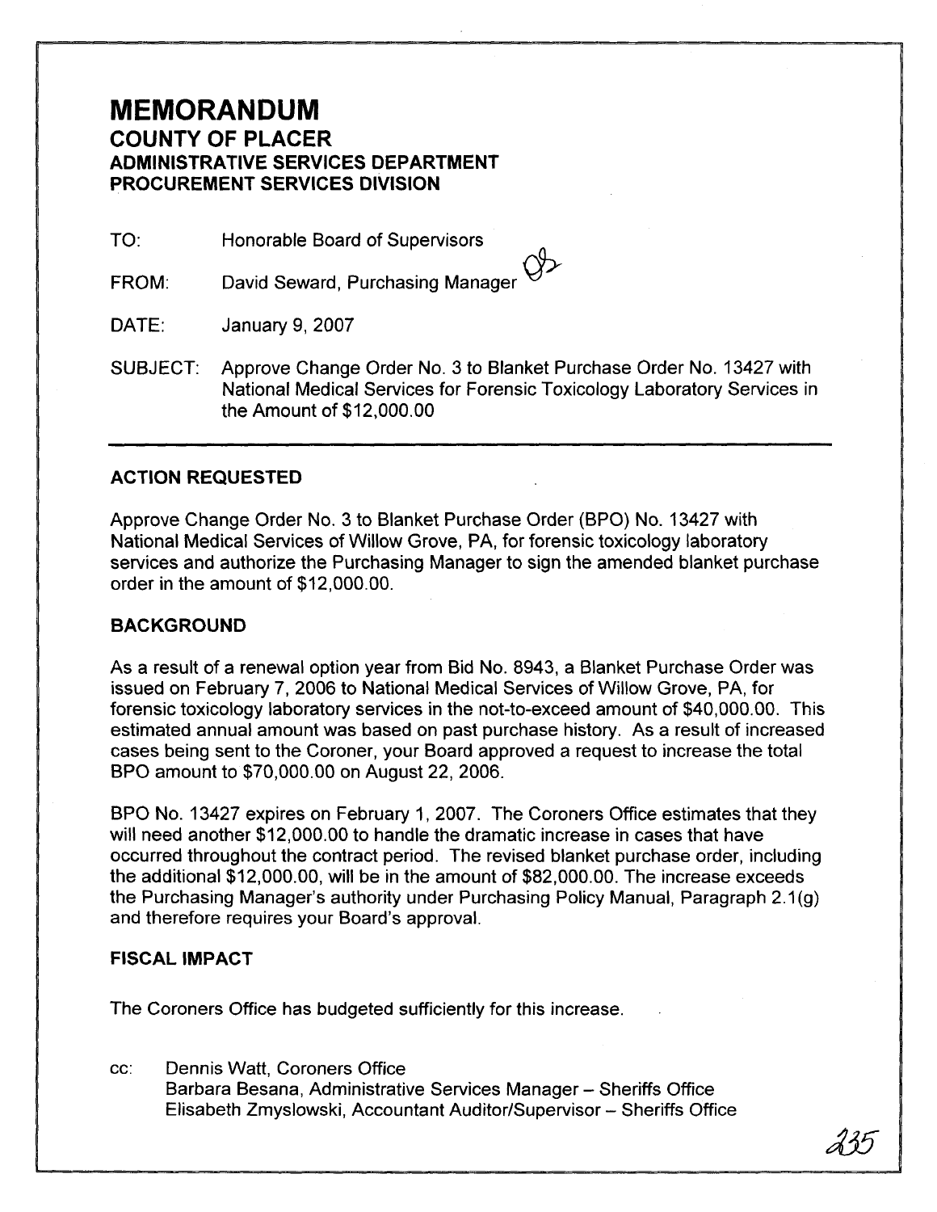# MEMORANDUM

## COUNTY OF PLACER
## ADMINISTRATIVE SERVICES DEPARTMENT
## PROCUREMENT SERVICES DIVISION

TO: Honorable Board of Supervisors

FROM: David Seward, Purchasing Manager

DATE: January 9, 2007

SUBJECT: Approve Change Order No. 3 to Blanket Purchase Order No. 13427 with National Medical Services for Forensic Toxicology Laboratory Services in the Amount of $12,000.00

---

### ACTION REQUESTED

Approve Change Order No. 3 to Blanket Purchase Order (BPO) No. 13427 with National Medical Services of Willow Grove, PA, for forensic toxicology laboratory services and authorize the Purchasing Manager to sign the amended blanket purchase order in the amount of $12,000.00.

### BACKGROUND

As a result of a renewal option year from Bid No. 8943, a Blanket Purchase Order was issued on February 7, 2006 to National Medical Services of Willow Grove, PA, for forensic toxicology laboratory services in the not-to-exceed amount of $40,000.00. This estimated annual amount was based on past purchase history. As a result of increased cases being sent to the Coroner, your Board approved a request to increase the total BPO amount to $70,000.00 on August 22, 2006.

BPO No. 13427 expires on February 1, 2007. The Coroners Office estimates that they will need another $12,000.00 to handle the dramatic increase in cases that have occurred throughout the contract period. The revised blanket purchase order, including the additional $12,000.00, will be in the amount of $82,000.00. The increase exceeds the Purchasing Manager's authority under Purchasing Policy Manual, Paragraph 2.1(g) and therefore requires your Board's approval.

### FISCAL IMPACT

The Coroners Office has budgeted sufficiently for this increase.

cc: Dennis Watt, Coroners Office
Barbara Besana, Administrative Services Manager – Sheriffs Office
Elisabeth Zmyslowski, Accountant Auditor/Supervisor – Sheriffs Office